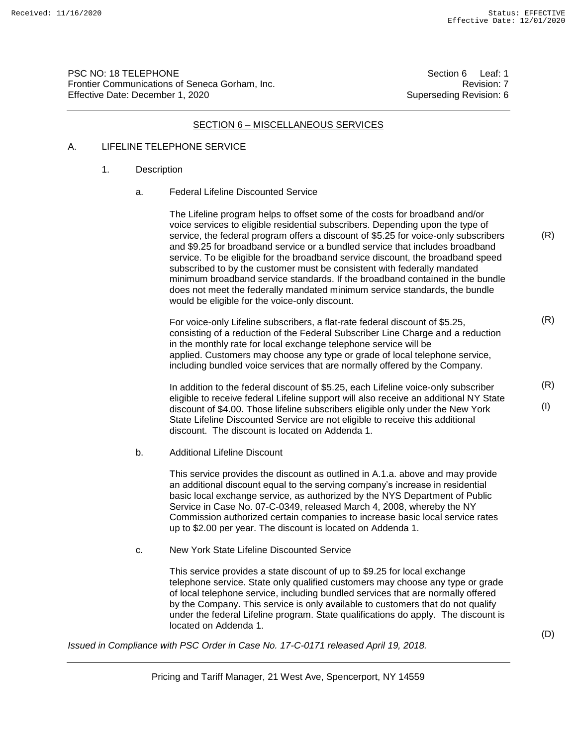PSC NO: 18 TELEPHONE | Section 6 Leaf: 1
Frontier Communications of Seneca Gorham, Inc. | Revision: 7
Effective Date: December 1, 2020 | Superseding Revision: 6

## SECTION 6 – MISCELLANEOUS SERVICES

A. LIFELINE TELEPHONE SERVICE

1. Description

a. Federal Lifeline Discounted Service

The Lifeline program helps to offset some of the costs for broadband and/or voice services to eligible residential subscribers. Depending upon the type of service, the federal program offers a discount of $5.25 for voice-only subscribers and $9.25 for broadband service or a bundled service that includes broadband service. To be eligible for the broadband service discount, the broadband speed subscribed to by the customer must be consistent with federally mandated minimum broadband service standards. If the broadband contained in the bundle does not meet the federally mandated minimum service standards, the bundle would be eligible for the voice-only discount. (R)

For voice-only Lifeline subscribers, a flat-rate federal discount of $5.25, consisting of a reduction of the Federal Subscriber Line Charge and a reduction in the monthly rate for local exchange telephone service will be applied. Customers may choose any type or grade of local telephone service, including bundled voice services that are normally offered by the Company. (R)

In addition to the federal discount of $5.25, each Lifeline voice-only subscriber eligible to receive federal Lifeline support will also receive an additional NY State discount of $4.00. Those lifeline subscribers eligible only under the New York State Lifeline Discounted Service are not eligible to receive this additional discount. The discount is located on Addenda 1. (R) (I)

b. Additional Lifeline Discount

This service provides the discount as outlined in A.1.a. above and may provide an additional discount equal to the serving company's increase in residential basic local exchange service, as authorized by the NYS Department of Public Service in Case No. 07-C-0349, released March 4, 2008, whereby the NY Commission authorized certain companies to increase basic local service rates up to $2.00 per year. The discount is located on Addenda 1.

c. New York State Lifeline Discounted Service

This service provides a state discount of up to $9.25 for local exchange telephone service. State only qualified customers may choose any type or grade of local telephone service, including bundled services that are normally offered by the Company. This service is only available to customers that do not qualify under the federal Lifeline program. State qualifications do apply. The discount is located on Addenda 1. (D)

*Issued in Compliance with PSC Order in Case No. 17-C-0171 released April 19, 2018.*

Pricing and Tariff Manager, 21 West Ave, Spencerport, NY 14559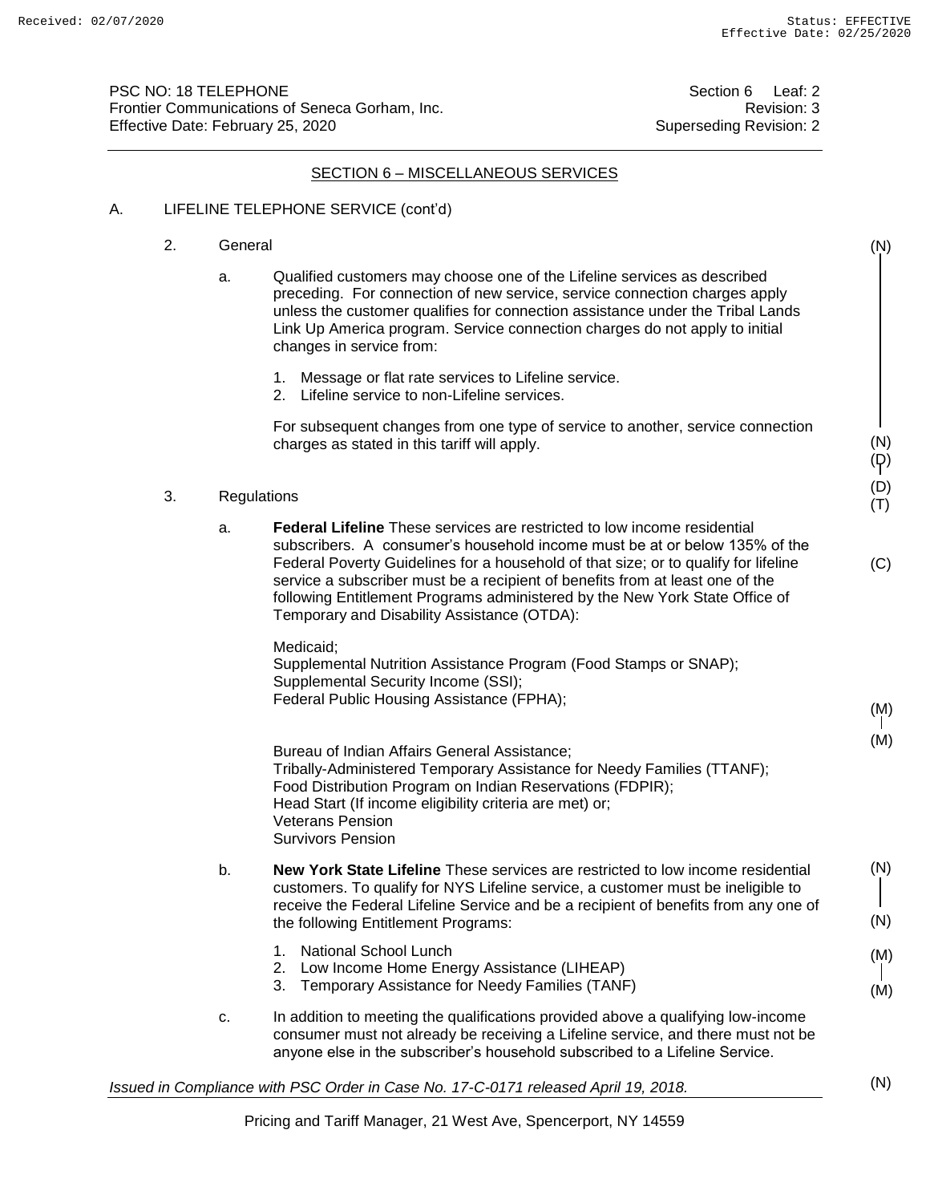PSC NO: 18 TELEPHONE
Frontier Communications of Seneca Gorham, Inc.
Effective Date: February 25, 2020

Section 6 Leaf: 2
Revision: 3
Superseding Revision: 2

## SECTION 6 – MISCELLANEOUS SERVICES

A. LIFELINE TELEPHONE SERVICE (cont'd)

2. General (N)

   a. Qualified customers may choose one of the Lifeline services as described preceding. For connection of new service, service connection charges apply unless the customer qualifies for connection assistance under the Tribal Lands Link Up America program. Service connection charges do not apply to initial changes in service from:

      1. Message or flat rate services to Lifeline service.
      2. Lifeline service to non-Lifeline services.

      For subsequent changes from one type of service to another, service connection charges as stated in this tariff will apply. (N)

(D)
(D)

3. Regulations (T)

   a. **Federal Lifeline** These services are restricted to low income residential subscribers. A consumer's household income must be at or below 135% of the Federal Poverty Guidelines for a household of that size; or to qualify for lifeline service a subscriber must be a recipient of benefits from at least one of the following Entitlement Programs administered by the New York State Office of Temporary and Disability Assistance (OTDA): (C)

      Medicaid;
      Supplemental Nutrition Assistance Program (Food Stamps or SNAP);
      Supplemental Security Income (SSI);
      Federal Public Housing Assistance (FPHA); (M)
      (M)

      Bureau of Indian Affairs General Assistance;
      Tribally-Administered Temporary Assistance for Needy Families (TTANF);
      Food Distribution Program on Indian Reservations (FDPIR);
      Head Start (If income eligibility criteria are met) or;
      Veterans Pension
      Survivors Pension

   b. **New York State Lifeline** These services are restricted to low income residential customers. To qualify for NYS Lifeline service, a customer must be ineligible to receive the Federal Lifeline Service and be a recipient of benefits from any one of the following Entitlement Programs: (N)
      (N)

      1. National School Lunch (M)
      2. Low Income Home Energy Assistance (LIHEAP)
      3. Temporary Assistance for Needy Families (TANF) (M)

   c. In addition to meeting the qualifications provided above a qualifying low-income consumer must not already be receiving a Lifeline service, and there must not be anyone else in the subscriber's household subscribed to a Lifeline Service.

*Issued in Compliance with PSC Order in Case No. 17-C-0171 released April 19, 2018.* (N)

Pricing and Tariff Manager, 21 West Ave, Spencerport, NY 14559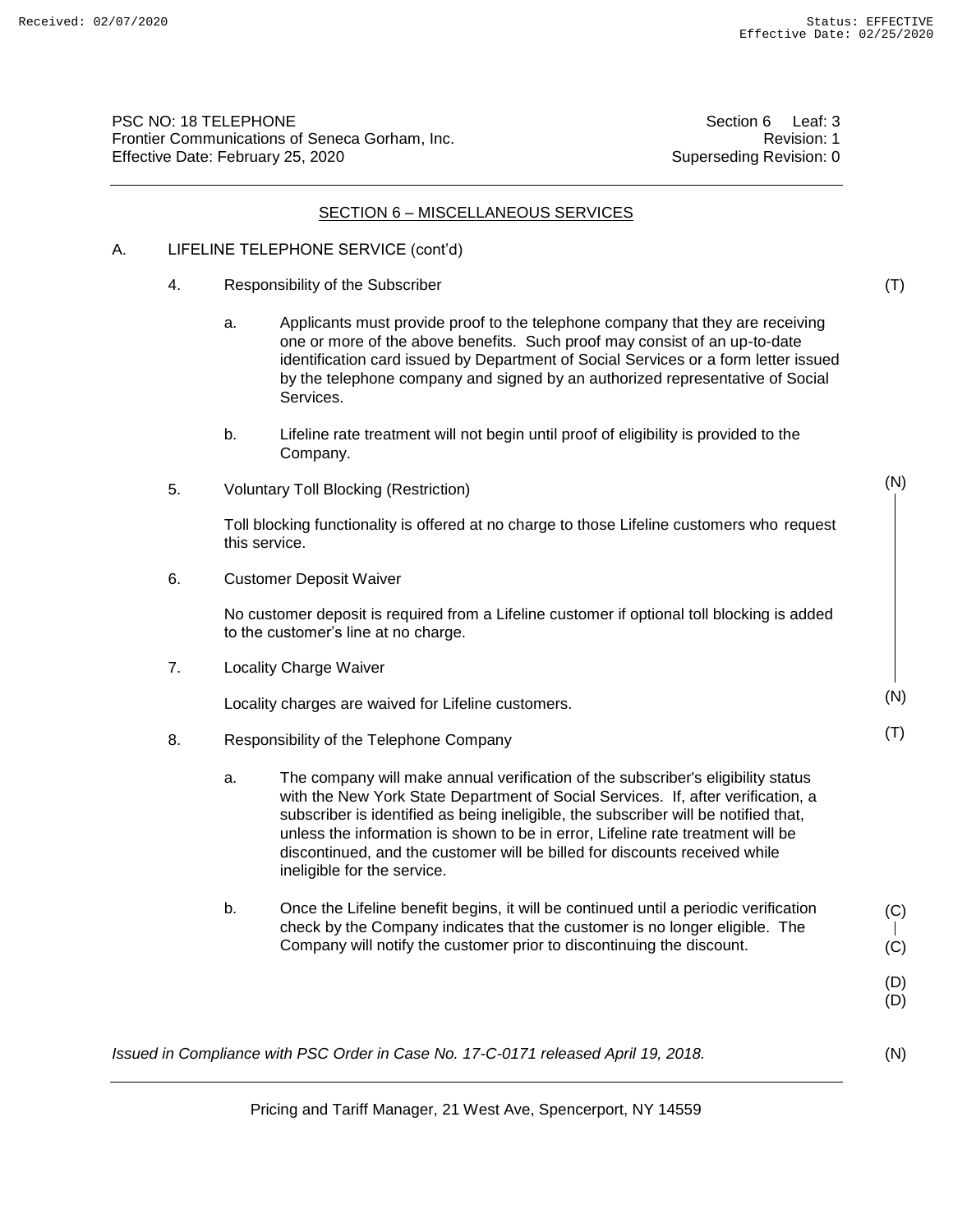PSC NO: 18 TELEPHONE
Frontier Communications of Seneca Gorham, Inc.
Effective Date: February 25, 2020

Section 6 Leaf: 3
Revision: 1
Superseding Revision: 0

## SECTION 6 – MISCELLANEOUS SERVICES

A. LIFELINE TELEPHONE SERVICE (cont'd)

4. Responsibility of the Subscriber (T)

   a. Applicants must provide proof to the telephone company that they are receiving one or more of the above benefits. Such proof may consist of an up-to-date identification card issued by Department of Social Services or a form letter issued by the telephone company and signed by an authorized representative of Social Services.

   b. Lifeline rate treatment will not begin until proof of eligibility is provided to the Company.

5. Voluntary Toll Blocking (Restriction) (N)

   Toll blocking functionality is offered at no charge to those Lifeline customers who request this service.

6. Customer Deposit Waiver

   No customer deposit is required from a Lifeline customer if optional toll blocking is added to the customer's line at no charge.

7. Locality Charge Waiver

   Locality charges are waived for Lifeline customers. (N)

8. Responsibility of the Telephone Company (T)

   a. The company will make annual verification of the subscriber's eligibility status with the New York State Department of Social Services. If, after verification, a subscriber is identified as being ineligible, the subscriber will be notified that, unless the information is shown to be in error, Lifeline rate treatment will be discontinued, and the customer will be billed for discounts received while ineligible for the service.

   b. Once the Lifeline benefit begins, it will be continued until a periodic verification check by the Company indicates that the customer is no longer eligible. The Company will notify the customer prior to discontinuing the discount. (C)

(D)
(D)

*Issued in Compliance with PSC Order in Case No. 17-C-0171 released April 19, 2018.* (N)

Pricing and Tariff Manager, 21 West Ave, Spencerport, NY 14559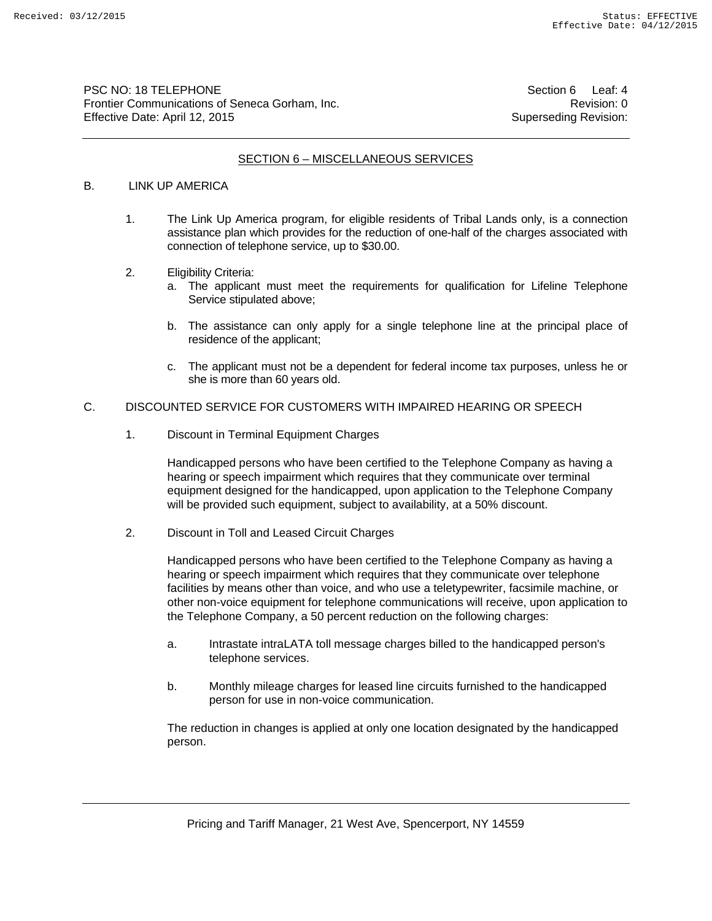## SECTION 6 – MISCELLANEOUS SERVICES

B. LINK UP AMERICA

1. The Link Up America program, for eligible residents of Tribal Lands only, is a connection assistance plan which provides for the reduction of one-half of the charges associated with connection of telephone service, up to $30.00.

2. Eligibility Criteria:

   a. The applicant must meet the requirements for qualification for Lifeline Telephone Service stipulated above;

   b. The assistance can only apply for a single telephone line at the principal place of residence of the applicant;

   c. The applicant must not be a dependent for federal income tax purposes, unless he or she is more than 60 years old.

C. DISCOUNTED SERVICE FOR CUSTOMERS WITH IMPAIRED HEARING OR SPEECH

1. Discount in Terminal Equipment Charges

   Handicapped persons who have been certified to the Telephone Company as having a hearing or speech impairment which requires that they communicate over terminal equipment designed for the handicapped, upon application to the Telephone Company will be provided such equipment, subject to availability, at a 50% discount.

2. Discount in Toll and Leased Circuit Charges

   Handicapped persons who have been certified to the Telephone Company as having a hearing or speech impairment which requires that they communicate over telephone facilities by means other than voice, and who use a teletypewriter, facsimile machine, or other non-voice equipment for telephone communications will receive, upon application to the Telephone Company, a 50 percent reduction on the following charges:

   a. Intrastate intraLATA toll message charges billed to the handicapped person's telephone services.

   b. Monthly mileage charges for leased line circuits furnished to the handicapped person for use in non-voice communication.

   The reduction in changes is applied at only one location designated by the handicapped person.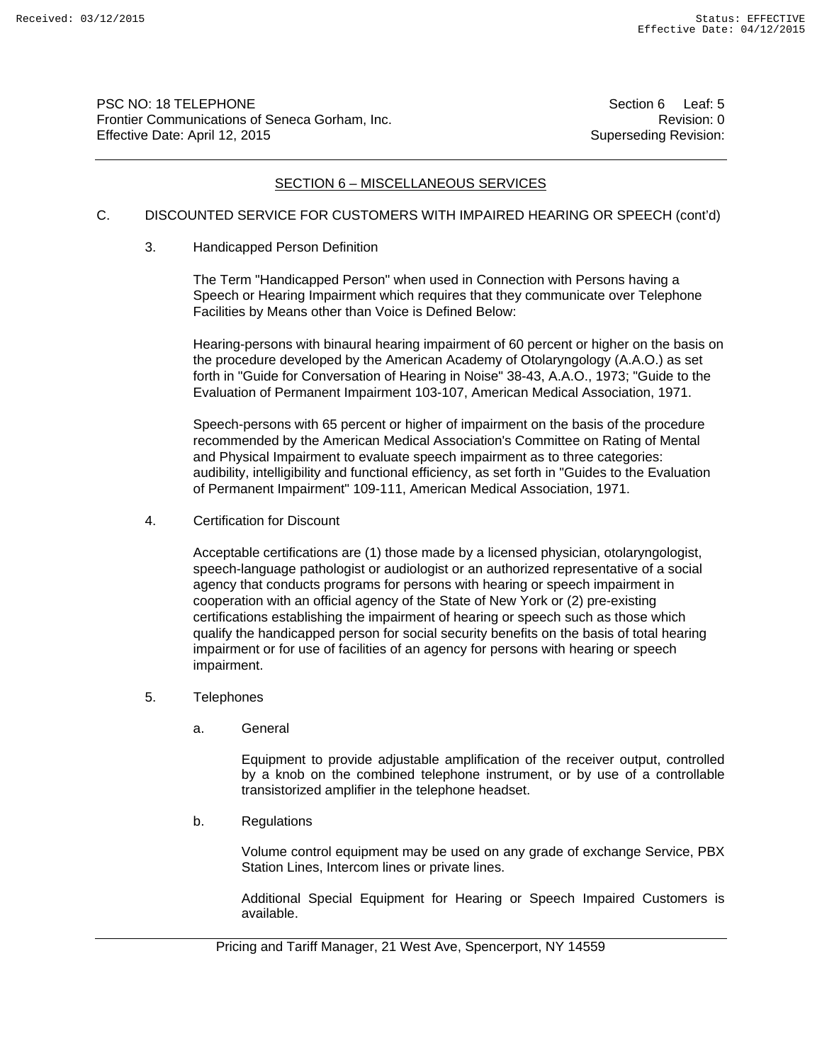## SECTION 6 – MISCELLANEOUS SERVICES

C. DISCOUNTED SERVICE FOR CUSTOMERS WITH IMPAIRED HEARING OR SPEECH (cont'd)

3. Handicapped Person Definition

   The Term "Handicapped Person" when used in Connection with Persons having a Speech or Hearing Impairment which requires that they communicate over Telephone Facilities by Means other than Voice is Defined Below:

   Hearing-persons with binaural hearing impairment of 60 percent or higher on the basis on the procedure developed by the American Academy of Otolaryngology (A.A.O.) as set forth in "Guide for Conversation of Hearing in Noise" 38-43, A.A.O., 1973; "Guide to the Evaluation of Permanent Impairment 103-107, American Medical Association, 1971.

   Speech-persons with 65 percent or higher of impairment on the basis of the procedure recommended by the American Medical Association's Committee on Rating of Mental and Physical Impairment to evaluate speech impairment as to three categories: audibility, intelligibility and functional efficiency, as set forth in "Guides to the Evaluation of Permanent Impairment" 109-111, American Medical Association, 1971.

4. Certification for Discount

   Acceptable certifications are (1) those made by a licensed physician, otolaryngologist, speech-language pathologist or audiologist or an authorized representative of a social agency that conducts programs for persons with hearing or speech impairment in cooperation with an official agency of the State of New York or (2) pre-existing certifications establishing the impairment of hearing or speech such as those which qualify the handicapped person for social security benefits on the basis of total hearing impairment or for use of facilities of an agency for persons with hearing or speech impairment.

5. Telephones

   a. General

      Equipment to provide adjustable amplification of the receiver output, controlled by a knob on the combined telephone instrument, or by use of a controllable transistorized amplifier in the telephone headset.

   b. Regulations

      Volume control equipment may be used on any grade of exchange Service, PBX Station Lines, Intercom lines or private lines.

      Additional Special Equipment for Hearing or Speech Impaired Customers is available.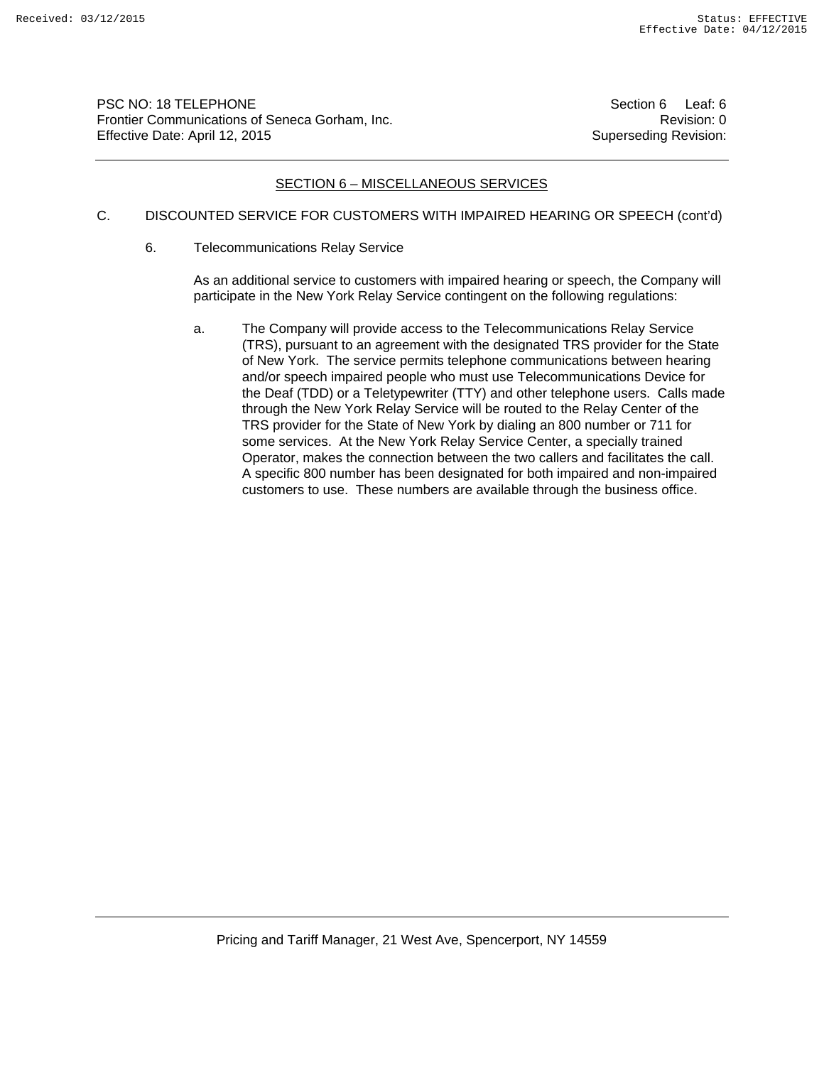## SECTION 6 – MISCELLANEOUS SERVICES

C. DISCOUNTED SERVICE FOR CUSTOMERS WITH IMPAIRED HEARING OR SPEECH (cont'd)

6. Telecommunications Relay Service

As an additional service to customers with impaired hearing or speech, the Company will participate in the New York Relay Service contingent on the following regulations:

a. The Company will provide access to the Telecommunications Relay Service (TRS), pursuant to an agreement with the designated TRS provider for the State of New York. The service permits telephone communications between hearing and/or speech impaired people who must use Telecommunications Device for the Deaf (TDD) or a Teletypewriter (TTY) and other telephone users. Calls made through the New York Relay Service will be routed to the Relay Center of the TRS provider for the State of New York by dialing an 800 number or 711 for some services. At the New York Relay Service Center, a specially trained Operator, makes the connection between the two callers and facilitates the call. A specific 800 number has been designated for both impaired and non-impaired customers to use. These numbers are available through the business office.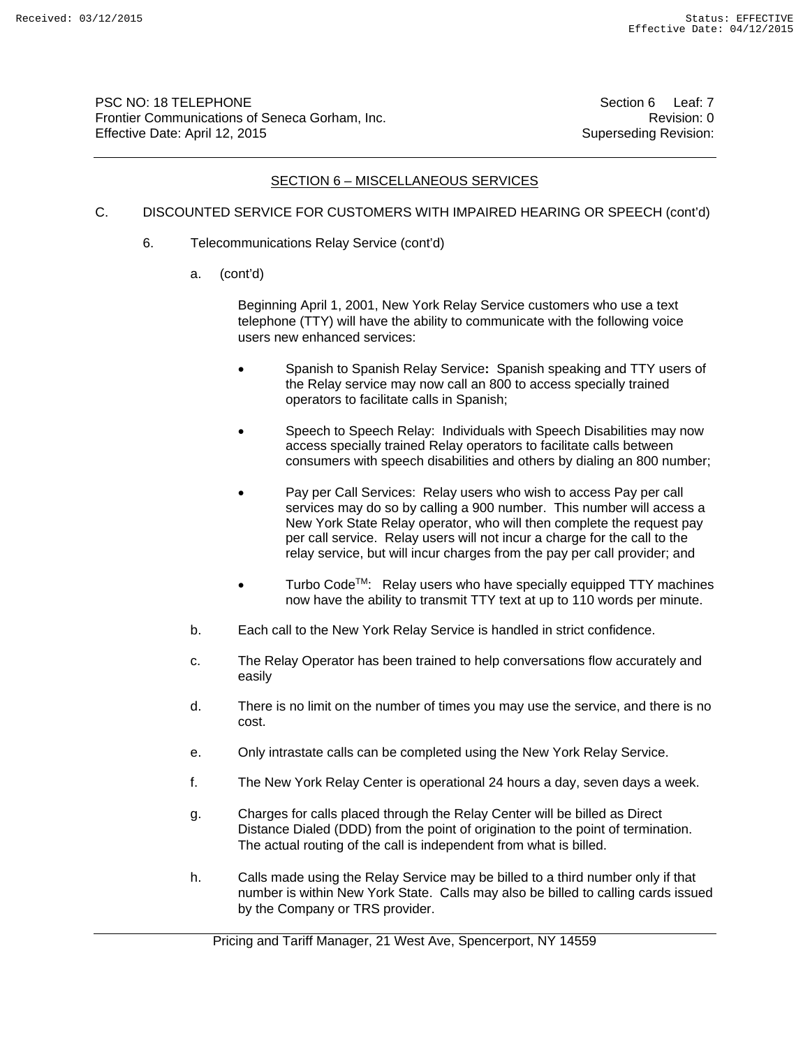PSC NO: 18 TELEPHONE  
Frontier Communications of Seneca Gorham, Inc.  
Effective Date: April 12, 2015

Section 6 Leaf: 7  
Revision: 0  
Superseding Revision:

## SECTION 6 – MISCELLANEOUS SERVICES

C. DISCOUNTED SERVICE FOR CUSTOMERS WITH IMPAIRED HEARING OR SPEECH (cont'd)

6. Telecommunications Relay Service (cont'd)

a. (cont'd)

Beginning April 1, 2001, New York Relay Service customers who use a text telephone (TTY) will have the ability to communicate with the following voice users new enhanced services:

- Spanish to Spanish Relay Service**:** Spanish speaking and TTY users of the Relay service may now call an 800 to access specially trained operators to facilitate calls in Spanish;
- Speech to Speech Relay: Individuals with Speech Disabilities may now access specially trained Relay operators to facilitate calls between consumers with speech disabilities and others by dialing an 800 number;
- Pay per Call Services: Relay users who wish to access Pay per call services may do so by calling a 900 number. This number will access a New York State Relay operator, who will then complete the request pay per call service. Relay users will not incur a charge for the call to the relay service, but will incur charges from the pay per call provider; and
- Turbo Code™: Relay users who have specially equipped TTY machines now have the ability to transmit TTY text at up to 110 words per minute.

b. Each call to the New York Relay Service is handled in strict confidence.

c. The Relay Operator has been trained to help conversations flow accurately and easily

d. There is no limit on the number of times you may use the service, and there is no cost.

e. Only intrastate calls can be completed using the New York Relay Service.

f. The New York Relay Center is operational 24 hours a day, seven days a week.

g. Charges for calls placed through the Relay Center will be billed as Direct Distance Dialed (DDD) from the point of origination to the point of termination. The actual routing of the call is independent from what is billed.

h. Calls made using the Relay Service may be billed to a third number only if that number is within New York State. Calls may also be billed to calling cards issued by the Company or TRS provider.

Pricing and Tariff Manager, 21 West Ave, Spencerport, NY 14559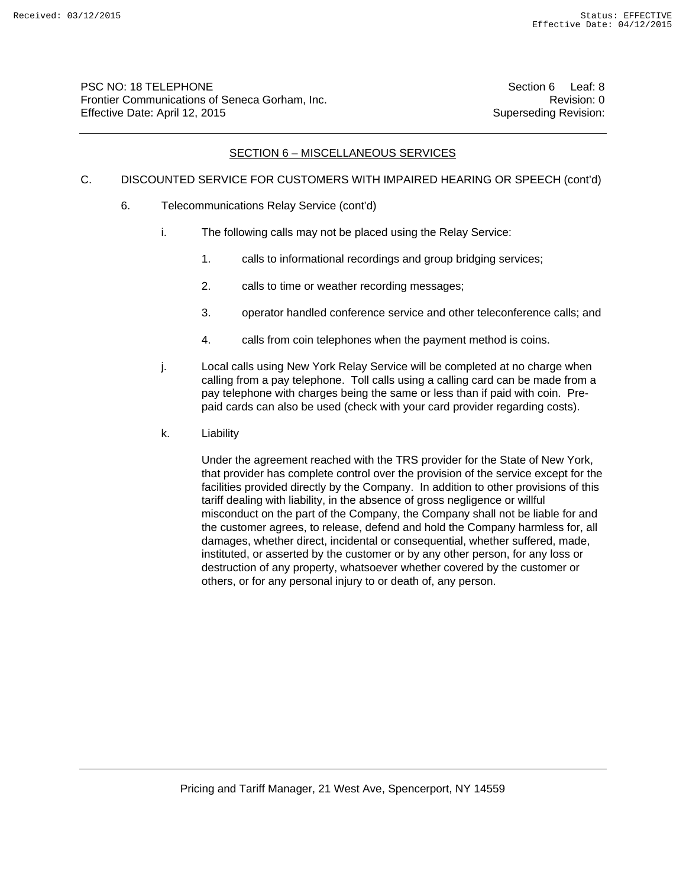## SECTION 6 – MISCELLANEOUS SERVICES

C. DISCOUNTED SERVICE FOR CUSTOMERS WITH IMPAIRED HEARING OR SPEECH (cont'd)

6. Telecommunications Relay Service (cont'd)

i. The following calls may not be placed using the Relay Service:

1. calls to informational recordings and group bridging services;

2. calls to time or weather recording messages;

3. operator handled conference service and other teleconference calls; and

4. calls from coin telephones when the payment method is coins.

j. Local calls using New York Relay Service will be completed at no charge when calling from a pay telephone. Toll calls using a calling card can be made from a pay telephone with charges being the same or less than if paid with coin. Pre-paid cards can also be used (check with your card provider regarding costs).

k. Liability

Under the agreement reached with the TRS provider for the State of New York, that provider has complete control over the provision of the service except for the facilities provided directly by the Company. In addition to other provisions of this tariff dealing with liability, in the absence of gross negligence or willful misconduct on the part of the Company, the Company shall not be liable for and the customer agrees, to release, defend and hold the Company harmless for, all damages, whether direct, incidental or consequential, whether suffered, made, instituted, or asserted by the customer or by any other person, for any loss or destruction of any property, whatsoever whether covered by the customer or others, or for any personal injury to or death of, any person.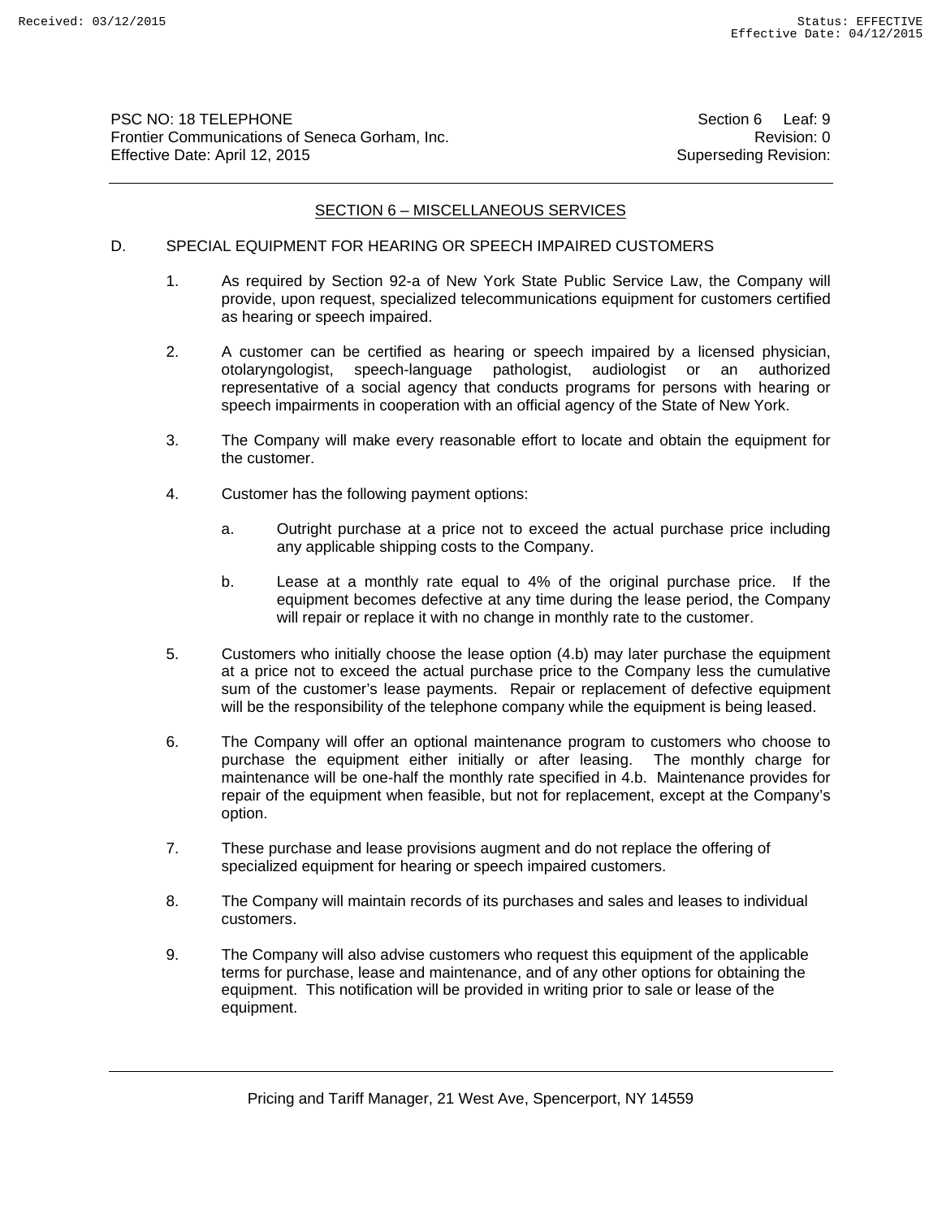## SECTION 6 – MISCELLANEOUS SERVICES

### D. SPECIAL EQUIPMENT FOR HEARING OR SPEECH IMPAIRED CUSTOMERS

1. As required by Section 92-a of New York State Public Service Law, the Company will provide, upon request, specialized telecommunications equipment for customers certified as hearing or speech impaired.

2. A customer can be certified as hearing or speech impaired by a licensed physician, otolaryngologist, speech-language pathologist, audiologist or an authorized representative of a social agency that conducts programs for persons with hearing or speech impairments in cooperation with an official agency of the State of New York.

3. The Company will make every reasonable effort to locate and obtain the equipment for the customer.

4. Customer has the following payment options:

   a. Outright purchase at a price not to exceed the actual purchase price including any applicable shipping costs to the Company.

   b. Lease at a monthly rate equal to 4% of the original purchase price. If the equipment becomes defective at any time during the lease period, the Company will repair or replace it with no change in monthly rate to the customer.

5. Customers who initially choose the lease option (4.b) may later purchase the equipment at a price not to exceed the actual purchase price to the Company less the cumulative sum of the customer's lease payments. Repair or replacement of defective equipment will be the responsibility of the telephone company while the equipment is being leased.

6. The Company will offer an optional maintenance program to customers who choose to purchase the equipment either initially or after leasing. The monthly charge for maintenance will be one-half the monthly rate specified in 4.b. Maintenance provides for repair of the equipment when feasible, but not for replacement, except at the Company's option.

7. These purchase and lease provisions augment and do not replace the offering of specialized equipment for hearing or speech impaired customers.

8. The Company will maintain records of its purchases and sales and leases to individual customers.

9. The Company will also advise customers who request this equipment of the applicable terms for purchase, lease and maintenance, and of any other options for obtaining the equipment. This notification will be provided in writing prior to sale or lease of the equipment.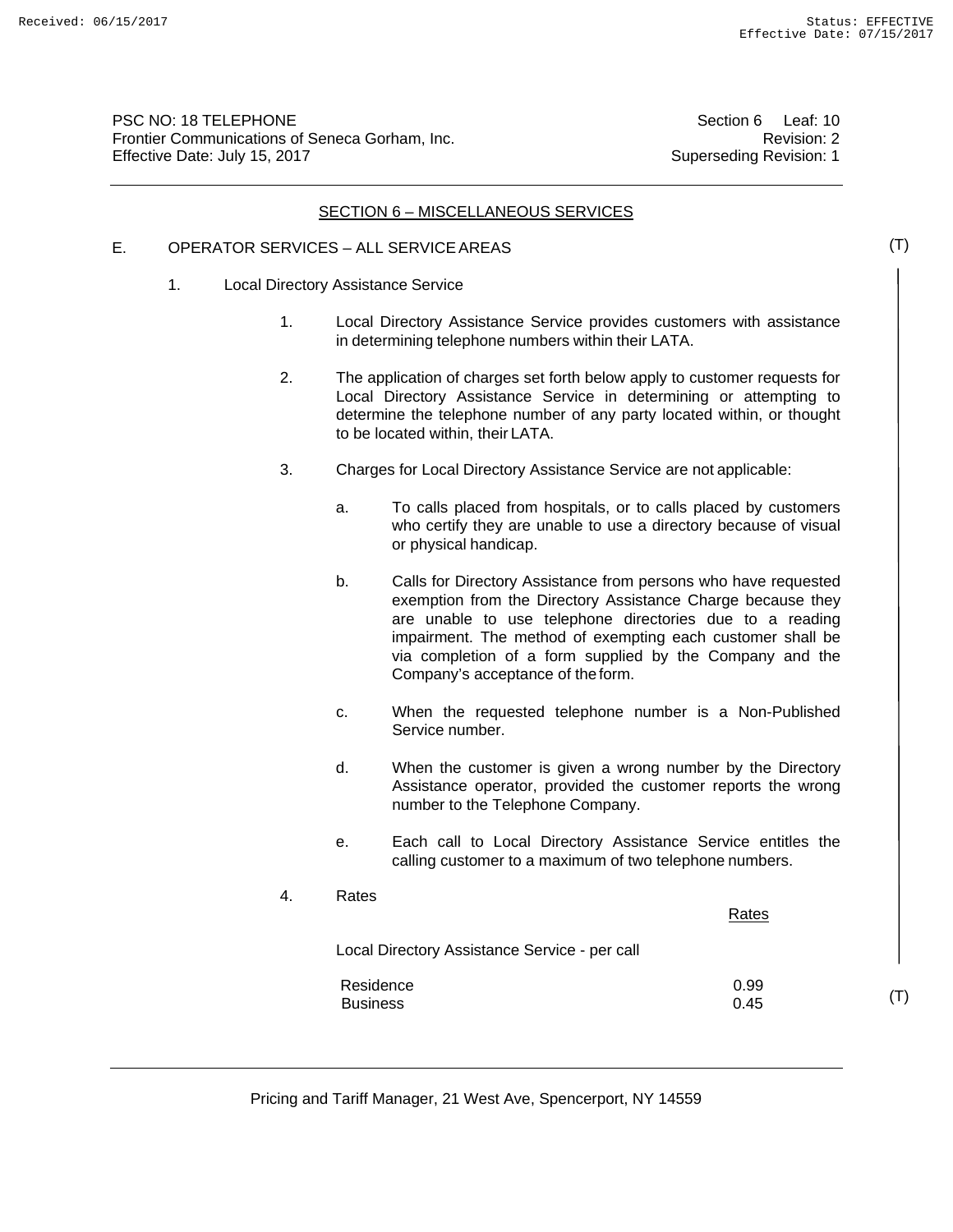PSC NO: 18 TELEPHONE | Section 6 Leaf: 10
Frontier Communications of Seneca Gorham, Inc. | Revision: 2
Effective Date: July 15, 2017 | Superseding Revision: 1

## SECTION 6 – MISCELLANEOUS SERVICES

E. OPERATOR SERVICES – ALL SERVICE AREAS (T)

1. Local Directory Assistance Service

   1. Local Directory Assistance Service provides customers with assistance in determining telephone numbers within their LATA.

   2. The application of charges set forth below apply to customer requests for Local Directory Assistance Service in determining or attempting to determine the telephone number of any party located within, or thought to be located within, their LATA.

   3. Charges for Local Directory Assistance Service are not applicable:

      a. To calls placed from hospitals, or to calls placed by customers who certify they are unable to use a directory because of visual or physical handicap.

      b. Calls for Directory Assistance from persons who have requested exemption from the Directory Assistance Charge because they are unable to use telephone directories due to a reading impairment. The method of exempting each customer shall be via completion of a form supplied by the Company and the Company's acceptance of the form.

      c. When the requested telephone number is a Non-Published Service number.

      d. When the customer is given a wrong number by the Directory Assistance operator, provided the customer reports the wrong number to the Telephone Company.

      e. Each call to Local Directory Assistance Service entitles the calling customer to a maximum of two telephone numbers.

   4. Rates

| | Rates |
|---|---|
| Local Directory Assistance Service - per call | |
| Residence | 0.99 |
| Business | 0.45 |

(T)

Pricing and Tariff Manager, 21 West Ave, Spencerport, NY 14559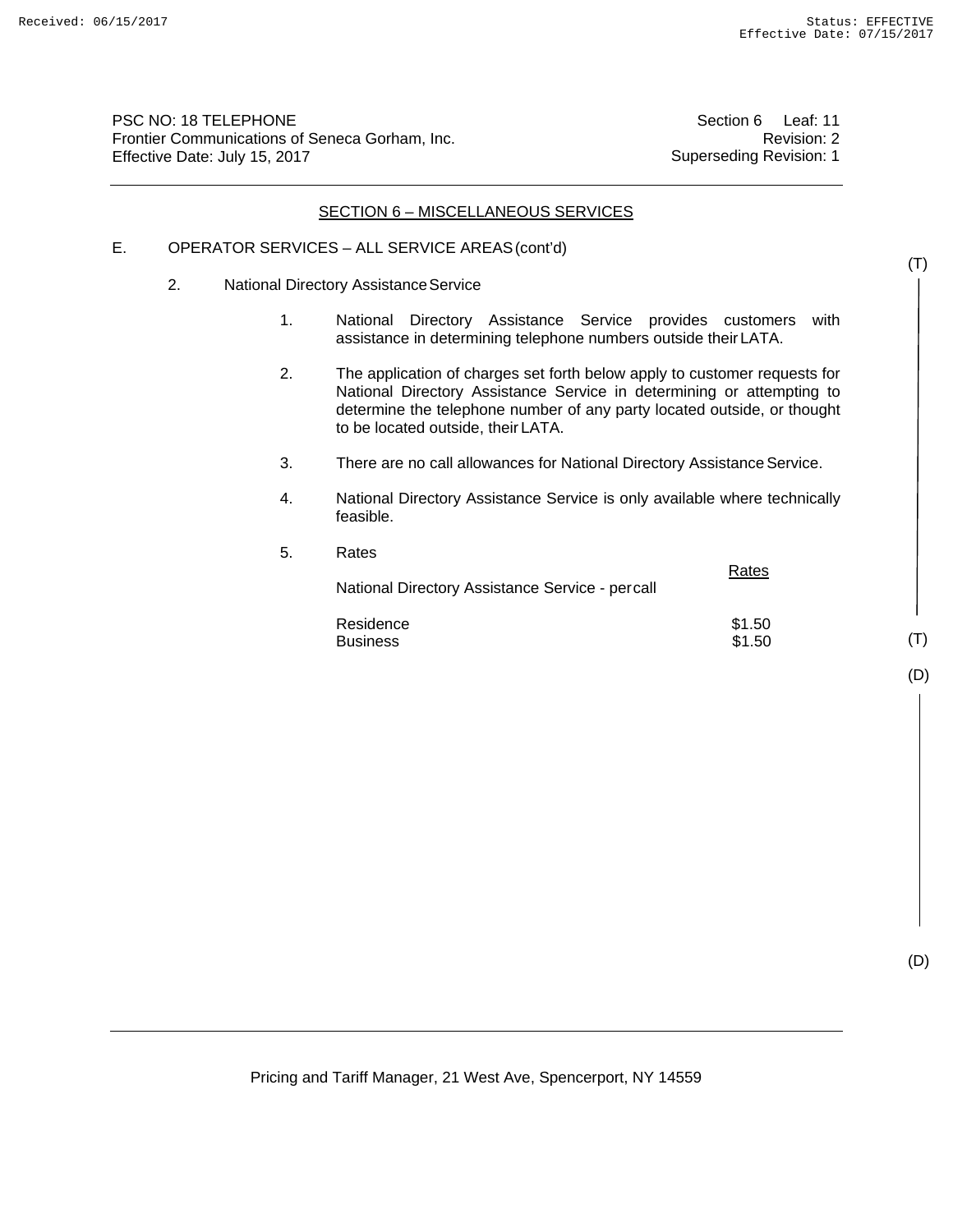PSC NO: 18 TELEPHONE Section 6 Leaf: 11
Frontier Communications of Seneca Gorham, Inc. Revision: 2
Effective Date: July 15, 2017 Superseding Revision: 1

## SECTION 6 – MISCELLANEOUS SERVICES

E. OPERATOR SERVICES – ALL SERVICE AREAS (cont'd)

(T)

2. National Directory Assistance Service

1. National Directory Assistance Service provides customers with assistance in determining telephone numbers outside their LATA.

2. The application of charges set forth below apply to customer requests for National Directory Assistance Service in determining or attempting to determine the telephone number of any party located outside, or thought to be located outside, their LATA.

3. There are no call allowances for National Directory Assistance Service.

4. National Directory Assistance Service is only available where technically feasible.

5. Rates

| National Directory Assistance Service - per call | Rates |
|---|---|
| Residence | $1.50 |
| Business | $1.50 |

(T)

(D)

(D)

Pricing and Tariff Manager, 21 West Ave, Spencerport, NY 14559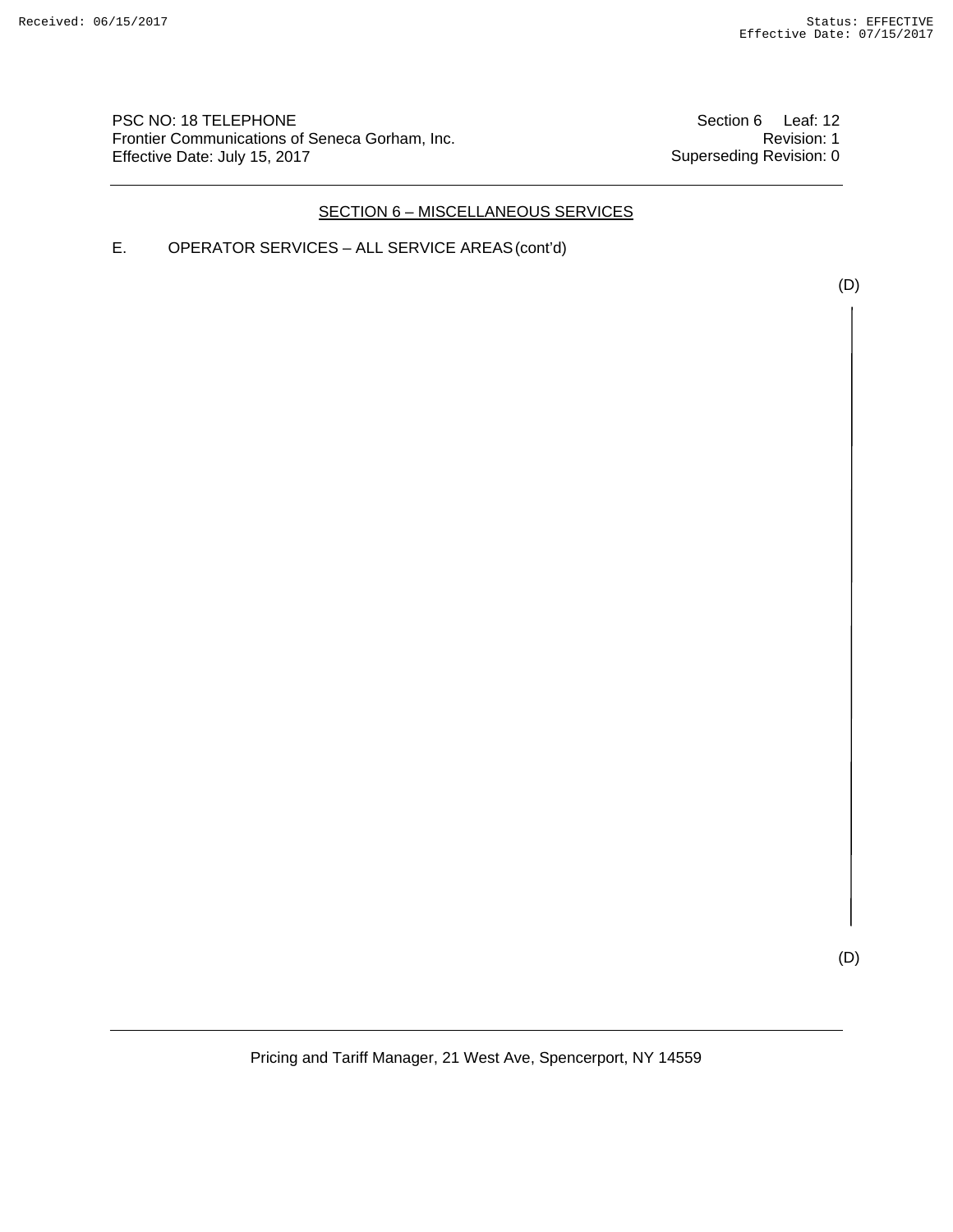PSC NO: 18 TELEPHONE
Frontier Communications of Seneca Gorham, Inc.
Effective Date: July 15, 2017

Section 6 Leaf: 12
Revision: 1
Superseding Revision: 0

## SECTION 6 – MISCELLANEOUS SERVICES

E. OPERATOR SERVICES – ALL SERVICE AREAS (cont'd)

(D)

(D)

Pricing and Tariff Manager, 21 West Ave, Spencerport, NY 14559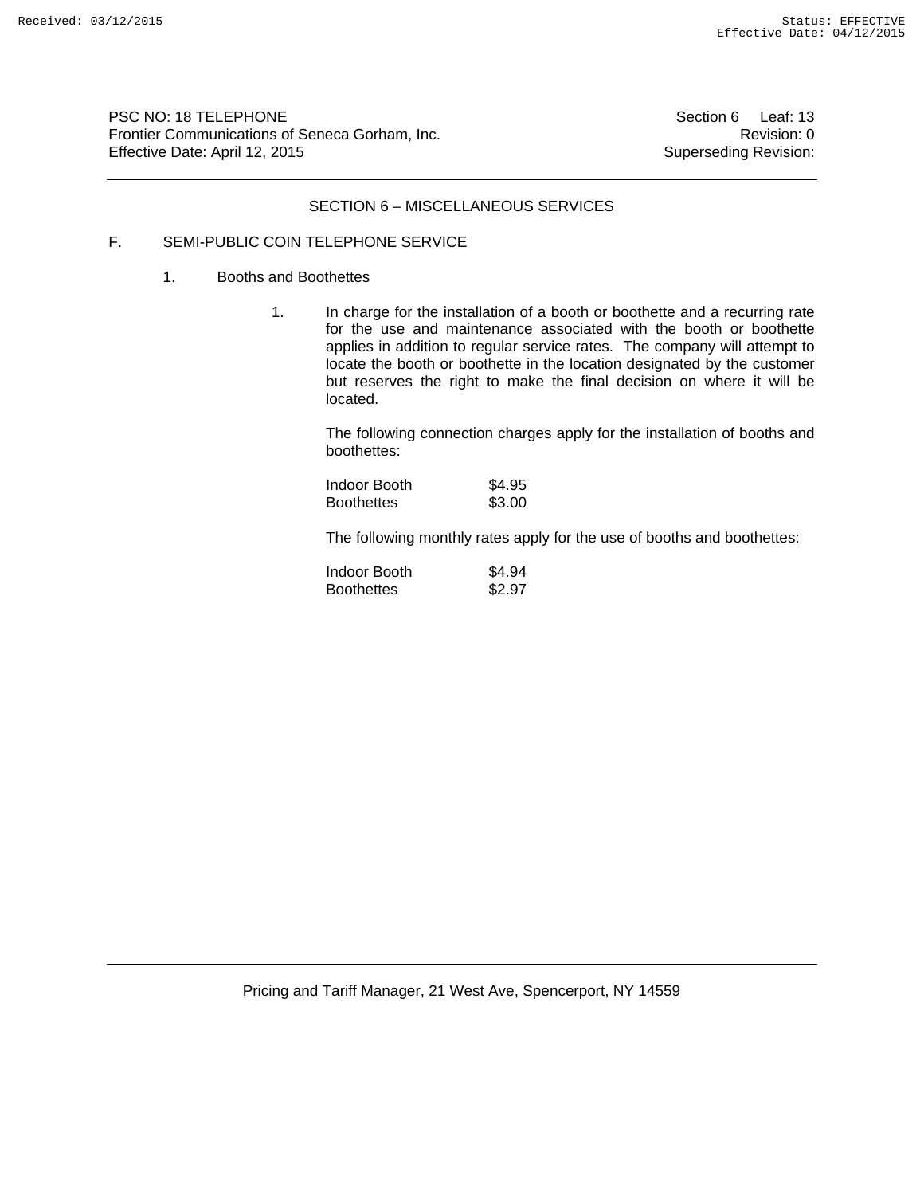PSC NO: 18 TELEPHONE  
Frontier Communications of Seneca Gorham, Inc.  
Effective Date: April 12, 2015

Section 6 Leaf: 13  
Revision: 0  
Superseding Revision:

## SECTION 6 – MISCELLANEOUS SERVICES

F. SEMI-PUBLIC COIN TELEPHONE SERVICE

1. Booths and Boothettes

1. In charge for the installation of a booth or boothette and a recurring rate for the use and maintenance associated with the booth or boothette applies in addition to regular service rates. The company will attempt to locate the booth or boothette in the location designated by the customer but reserves the right to make the final decision on where it will be located.

The following connection charges apply for the installation of booths and boothettes:

| | |
|---|---|
| Indoor Booth | $4.95 |
| Boothettes | $3.00 |

The following monthly rates apply for the use of booths and boothettes:

| | |
|---|---|
| Indoor Booth | $4.94 |
| Boothettes | $2.97 |

Pricing and Tariff Manager, 21 West Ave, Spencerport, NY 14559